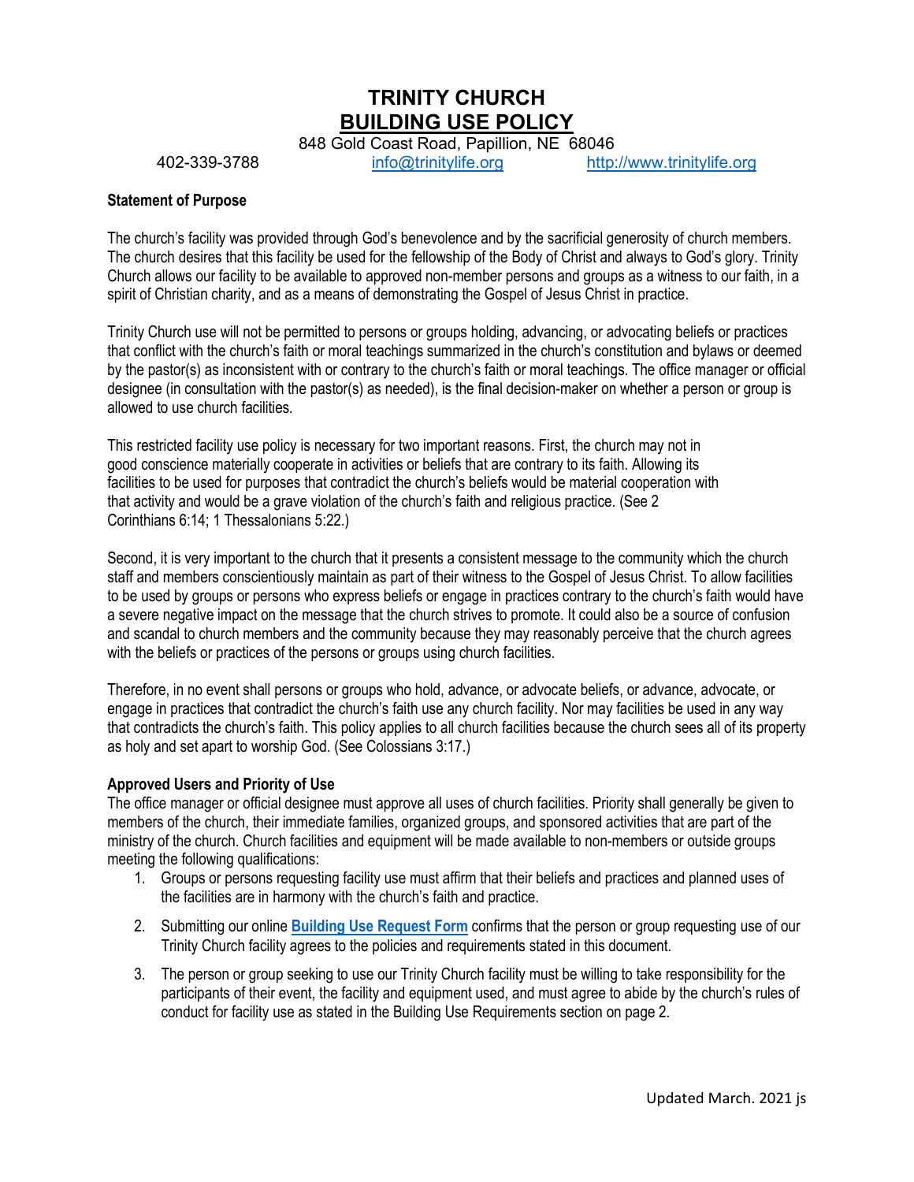# TRINITY CHURCH
# BUILDING USE POLICY

848 Gold Coast Road, Papillion, NE 68046

402-339-3788 info@trinitylife.org http://www.trinitylife.org

**Statement of Purpose**

The church's facility was provided through God's benevolence and by the sacrificial generosity of church members. The church desires that this facility be used for the fellowship of the Body of Christ and always to God's glory. Trinity Church allows our facility to be available to approved non-member persons and groups as a witness to our faith, in a spirit of Christian charity, and as a means of demonstrating the Gospel of Jesus Christ in practice.

Trinity Church use will not be permitted to persons or groups holding, advancing, or advocating beliefs or practices that conflict with the church's faith or moral teachings summarized in the church's constitution and bylaws or deemed by the pastor(s) as inconsistent with or contrary to the church's faith or moral teachings. The office manager or official designee (in consultation with the pastor(s) as needed), is the final decision-maker on whether a person or group is allowed to use church facilities.

This restricted facility use policy is necessary for two important reasons. First, the church may not in good conscience materially cooperate in activities or beliefs that are contrary to its faith. Allowing its facilities to be used for purposes that contradict the church's beliefs would be material cooperation with that activity and would be a grave violation of the church's faith and religious practice. (See 2 Corinthians 6:14; 1 Thessalonians 5:22.)

Second, it is very important to the church that it presents a consistent message to the community which the church staff and members conscientiously maintain as part of their witness to the Gospel of Jesus Christ. To allow facilities to be used by groups or persons who express beliefs or engage in practices contrary to the church's faith would have a severe negative impact on the message that the church strives to promote. It could also be a source of confusion and scandal to church members and the community because they may reasonably perceive that the church agrees with the beliefs or practices of the persons or groups using church facilities.

Therefore, in no event shall persons or groups who hold, advance, or advocate beliefs, or advance, advocate, or engage in practices that contradict the church's faith use any church facility. Nor may facilities be used in any way that contradicts the church's faith. This policy applies to all church facilities because the church sees all of its property as holy and set apart to worship God. (See Colossians 3:17.)

**Approved Users and Priority of Use**

The office manager or official designee must approve all uses of church facilities. Priority shall generally be given to members of the church, their immediate families, organized groups, and sponsored activities that are part of the ministry of the church. Church facilities and equipment will be made available to non-members or outside groups meeting the following qualifications:

1. Groups or persons requesting facility use must affirm that their beliefs and practices and planned uses of the facilities are in harmony with the church's faith and practice.
2. Submitting our online **Building Use Request Form** confirms that the person or group requesting use of our Trinity Church facility agrees to the policies and requirements stated in this document.
3. The person or group seeking to use our Trinity Church facility must be willing to take responsibility for the participants of their event, the facility and equipment used, and must agree to abide by the church's rules of conduct for facility use as stated in the Building Use Requirements section on page 2.

Updated March. 2021 js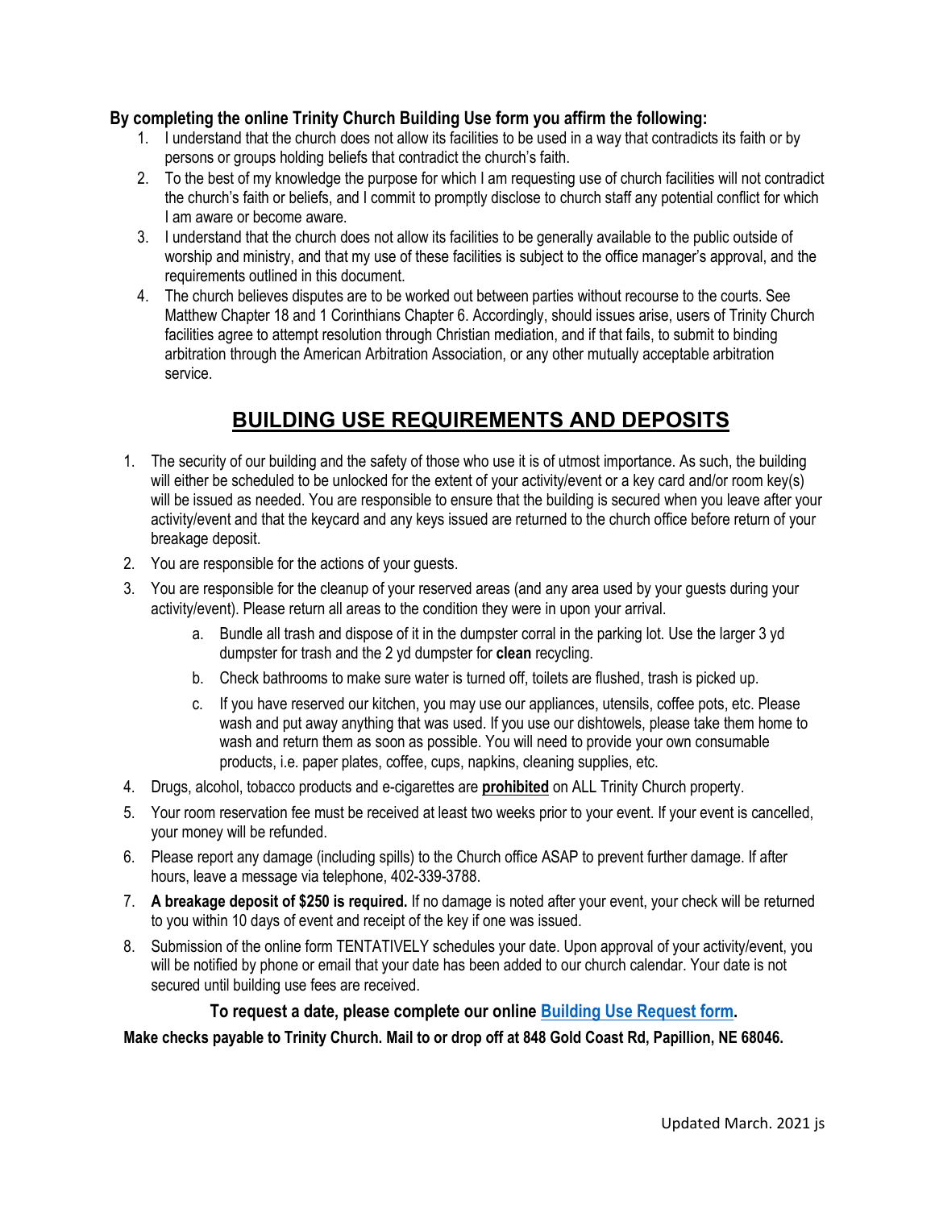**By completing the online Trinity Church Building Use form you affirm the following:**

1. I understand that the church does not allow its facilities to be used in a way that contradicts its faith or by persons or groups holding beliefs that contradict the church's faith.
2. To the best of my knowledge the purpose for which I am requesting use of church facilities will not contradict the church's faith or beliefs, and I commit to promptly disclose to church staff any potential conflict for which I am aware or become aware.
3. I understand that the church does not allow its facilities to be generally available to the public outside of worship and ministry, and that my use of these facilities is subject to the office manager's approval, and the requirements outlined in this document.
4. The church believes disputes are to be worked out between parties without recourse to the courts. See Matthew Chapter 18 and 1 Corinthians Chapter 6. Accordingly, should issues arise, users of Trinity Church facilities agree to attempt resolution through Christian mediation, and if that fails, to submit to binding arbitration through the American Arbitration Association, or any other mutually acceptable arbitration service.

# BUILDING USE REQUIREMENTS AND DEPOSITS

1. The security of our building and the safety of those who use it is of utmost importance. As such, the building will either be scheduled to be unlocked for the extent of your activity/event or a key card and/or room key(s) will be issued as needed. You are responsible to ensure that the building is secured when you leave after your activity/event and that the keycard and any keys issued are returned to the church office before return of your breakage deposit.
2. You are responsible for the actions of your guests.
3. You are responsible for the cleanup of your reserved areas (and any area used by your guests during your activity/event). Please return all areas to the condition they were in upon your arrival.
    a. Bundle all trash and dispose of it in the dumpster corral in the parking lot. Use the larger 3 yd dumpster for trash and the 2 yd dumpster for **clean** recycling.
    b. Check bathrooms to make sure water is turned off, toilets are flushed, trash is picked up.
    c. If you have reserved our kitchen, you may use our appliances, utensils, coffee pots, etc. Please wash and put away anything that was used. If you use our dishtowels, please take them home to wash and return them as soon as possible. You will need to provide your own consumable products, i.e. paper plates, coffee, cups, napkins, cleaning supplies, etc.
4. Drugs, alcohol, tobacco products and e-cigarettes are **prohibited** on ALL Trinity Church property.
5. Your room reservation fee must be received at least two weeks prior to your event. If your event is cancelled, your money will be refunded.
6. Please report any damage (including spills) to the Church office ASAP to prevent further damage. If after hours, leave a message via telephone, 402-339-3788.
7. **A breakage deposit of $250 is required.** If no damage is noted after your event, your check will be returned to you within 10 days of event and receipt of the key if one was issued.
8. Submission of the online form TENTATIVELY schedules your date. Upon approval of your activity/event, you will be notified by phone or email that your date has been added to our church calendar. Your date is not secured until building use fees are received.

**To request a date, please complete our online Building Use Request form.**

**Make checks payable to Trinity Church. Mail to or drop off at 848 Gold Coast Rd, Papillion, NE 68046.**

Updated March. 2021 js